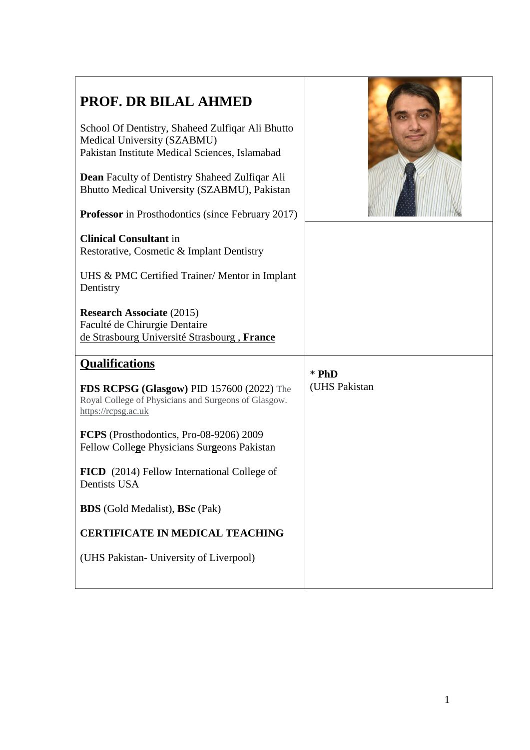# PROF. DR BILAL AHMED

School Of Dentistry, Shaheed Zulfiqar Ali Bhutto Medical University (SZABMU)
Pakistan Institute Medical Sciences, Islamabad

**Dean** Faculty of Dentistry Shaheed Zulfiqar Ali Bhutto Medical University (SZABMU), Pakistan

**Professor** in Prosthodontics (since February 2017)

**Clinical Consultant** in
Restorative, Cosmetic & Implant Dentistry

UHS & PMC Certified Trainer/ Mentor in Implant Dentistry

**Research Associate** (2015)
Faculté de Chirurgie Dentaire
de Strasbourg Université Strasbourg , **France**

## Qualifications

**FDS RCPSG (Glasgow)** PID 157600 (2022) The Royal College of Physicians and Surgeons of Glasgow. https://rcpsg.ac.uk

**FCPS** (Prosthodontics, Pro-08-9206) 2009
Fellow College Physicians Surgeons Pakistan

**FICD** (2014) Fellow International College of Dentists USA

**BDS** (Gold Medalist), **BSc** (Pak)

**CERTIFICATE IN MEDICAL TEACHING**

(UHS Pakistan- University of Liverpool)

* **PhD**
(UHS Pakistan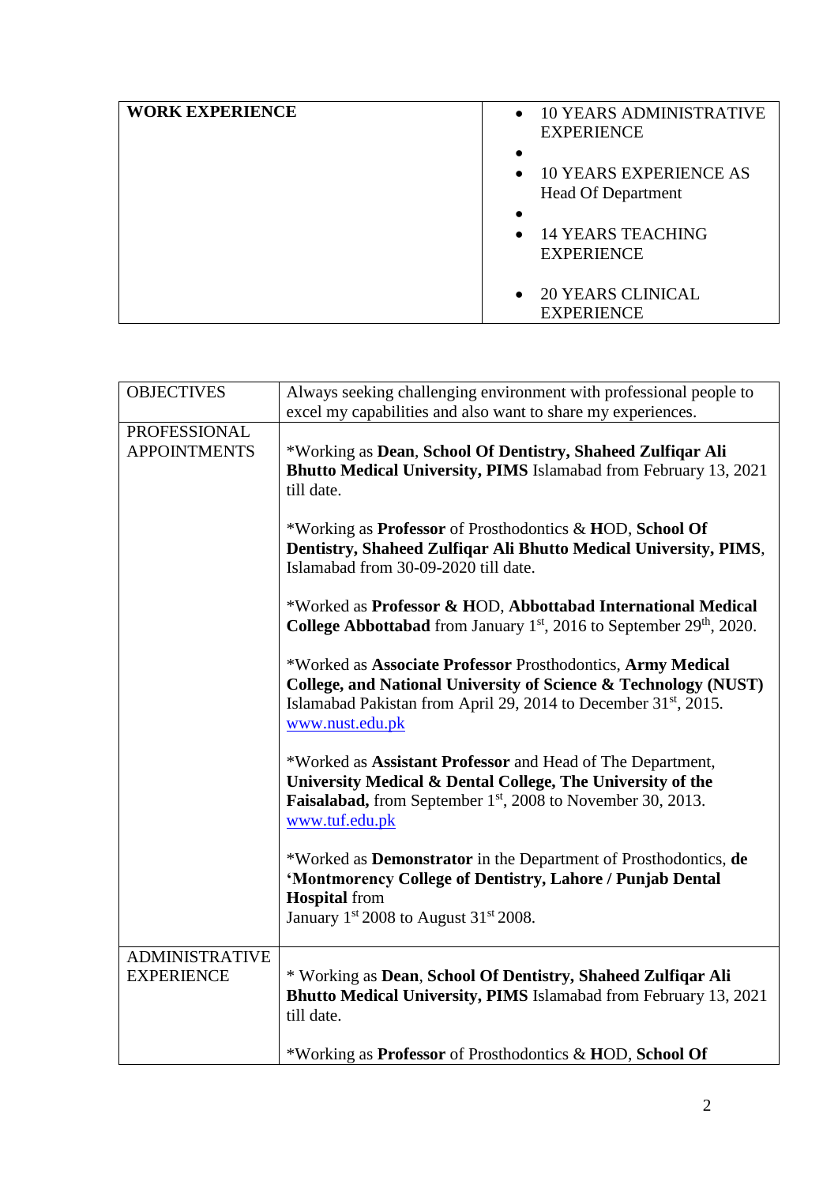| **WORK EXPERIENCE** | • 10 YEARS ADMINISTRATIVE EXPERIENCE<br>•<br>• 10 YEARS EXPERIENCE AS Head Of Department<br>•<br>• 14 YEARS TEACHING EXPERIENCE<br><br>• 20 YEARS CLINICAL EXPERIENCE |
|---|---|

| OBJECTIVES | Always seeking challenging environment with professional people to excel my capabilities and also want to share my experiences. |
|---|---|
| PROFESSIONAL APPOINTMENTS | *Working as **Dean**, **School Of Dentistry, Shaheed Zulfiqar Ali Bhutto Medical University, PIMS** Islamabad from February 13, 2021 till date.<br><br>*Working as **Professor** of Prosthodontics & **H**OD, **School Of Dentistry, Shaheed Zulfiqar Ali Bhutto Medical University, PIMS**, Islamabad from 30-09-2020 till date.<br><br>*Worked as **Professor & H**OD, **Abbottabad International Medical College Abbottabad** from January 1st, 2016 to September 29th, 2020.<br><br>*Worked as **Associate Professor** Prosthodontics, **Army Medical College, and National University of Science & Technology (NUST)** Islamabad Pakistan from April 29, 2014 to December 31st, 2015. www.nust.edu.pk<br><br>*Worked as **Assistant Professor** and Head of The Department, **University Medical & Dental College, The University of the Faisalabad,** from September 1st, 2008 to November 30, 2013. www.tuf.edu.pk<br><br>*Worked as **Demonstrator** in the Department of Prosthodontics, **de 'Montmorency College of Dentistry, Lahore / Punjab Dental Hospital** from<br>January 1st 2008 to August 31st 2008. |
| ADMINISTRATIVE EXPERIENCE | * Working as **Dean**, **School Of Dentistry, Shaheed Zulfiqar Ali Bhutto Medical University, PIMS** Islamabad from February 13, 2021 till date.<br><br>*Working as **Professor** of Prosthodontics & **H**OD, **School Of** |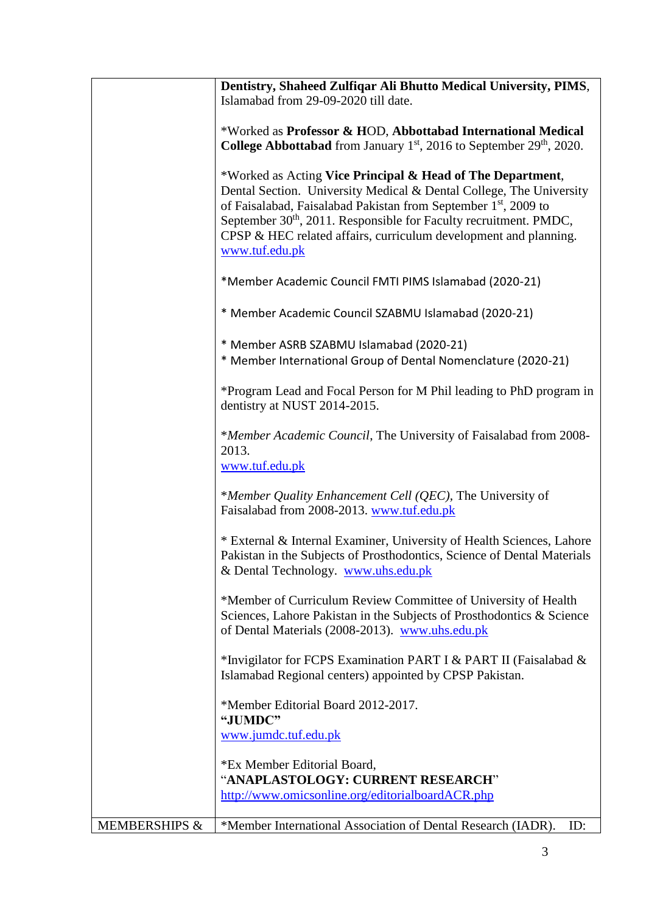| | |
|---|---|
| | **Dentistry, Shaheed Zulfiqar Ali Bhutto Medical University, PIMS**, Islamabad from 29-09-2020 till date.<br><br>*Worked as **Professor & H**OD, **Abbottabad International Medical College Abbottabad** from January 1st, 2016 to September 29th, 2020.<br><br>*Worked as Acting **Vice Principal & Head of The Department**, Dental Section. University Medical & Dental College, The University of Faisalabad, Faisalabad Pakistan from September 1st, 2009 to September 30th, 2011. Responsible for Faculty recruitment. PMDC, CPSP & HEC related affairs, curriculum development and planning. www.tuf.edu.pk<br><br>*Member Academic Council FMTI PIMS Islamabad (2020-21)<br><br>* Member Academic Council SZABMU Islamabad (2020-21)<br><br>* Member ASRB SZABMU Islamabad (2020-21)<br>* Member International Group of Dental Nomenclature (2020-21)<br><br>*Program Lead and Focal Person for M Phil leading to PhD program in dentistry at NUST 2014-2015.<br><br>**Member Academic Council*, The University of Faisalabad from 2008-2013.<br>www.tuf.edu.pk<br><br>**Member Quality Enhancement Cell (QEC)*, The University of Faisalabad from 2008-2013. www.tuf.edu.pk<br><br>* External & Internal Examiner, University of Health Sciences, Lahore Pakistan in the Subjects of Prosthodontics, Science of Dental Materials & Dental Technology. www.uhs.edu.pk<br><br>*Member of Curriculum Review Committee of University of Health Sciences, Lahore Pakistan in the Subjects of Prosthodontics & Science of Dental Materials (2008-2013). www.uhs.edu.pk<br><br>*Invigilator for FCPS Examination PART I & PART II (Faisalabad & Islamabad Regional centers) appointed by CPSP Pakistan.<br><br>*Member Editorial Board 2012-2017.<br>**"JUMDC"**<br>www.jumdc.tuf.edu.pk<br><br>*Ex Member Editorial Board,<br>"**ANAPLASTOLOGY: CURRENT RESEARCH**"<br>http://www.omicsonline.org/editorialboardACR.php |
| MEMBERSHIPS & | *Member International Association of Dental Research (IADR). ID: |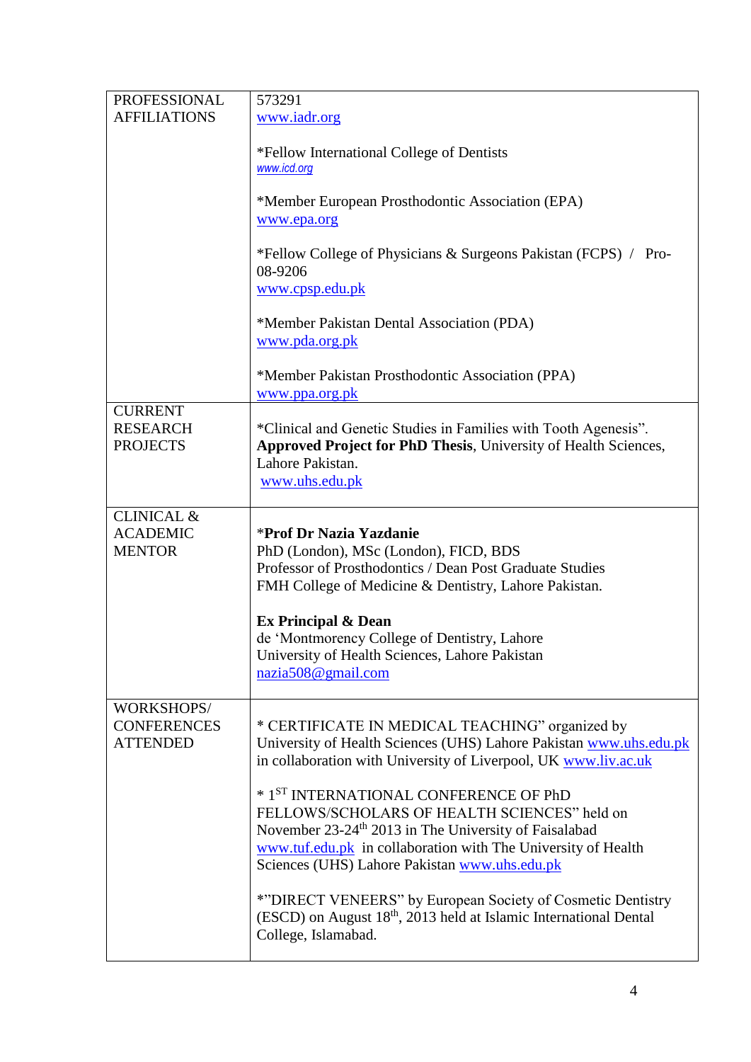| | |
|---|---|
| PROFESSIONAL AFFILIATIONS | 573291<br>www.iadr.org<br><br>*Fellow International College of Dentists<br>www.icd.org<br><br>*Member European Prosthodontic Association (EPA)<br>www.epa.org<br><br>*Fellow College of Physicians & Surgeons Pakistan (FCPS) / Pro-08-9206<br>www.cpsp.edu.pk<br><br>*Member Pakistan Dental Association (PDA)<br>www.pda.org.pk<br><br>*Member Pakistan Prosthodontic Association (PPA)<br>www.ppa.org.pk |
| CURRENT RESEARCH PROJECTS | *Clinical and Genetic Studies in Families with Tooth Agenesis". **Approved Project for PhD Thesis**, University of Health Sciences, Lahore Pakistan.<br>www.uhs.edu.pk |
| CLINICAL & ACADEMIC MENTOR | ***Prof Dr Nazia Yazdanie**<br>PhD (London), MSc (London), FICD, BDS<br>Professor of Prosthodontics / Dean Post Graduate Studies<br>FMH College of Medicine & Dentistry, Lahore Pakistan.<br><br>**Ex Principal & Dean**<br>de 'Montmorency College of Dentistry, Lahore<br>University of Health Sciences, Lahore Pakistan<br>nazia508@gmail.com |
| WORKSHOPS/ CONFERENCES ATTENDED | * CERTIFICATE IN MEDICAL TEACHING" organized by University of Health Sciences (UHS) Lahore Pakistan www.uhs.edu.pk in collaboration with University of Liverpool, UK www.liv.ac.uk<br><br>* 1ST INTERNATIONAL CONFERENCE OF PhD FELLOWS/SCHOLARS OF HEALTH SCIENCES" held on November 23-24th 2013 in The University of Faisalabad www.tuf.edu.pk in collaboration with The University of Health Sciences (UHS) Lahore Pakistan www.uhs.edu.pk<br><br>*"DIRECT VENEERS" by European Society of Cosmetic Dentistry (ESCD) on August 18th, 2013 held at Islamic International Dental College, Islamabad. |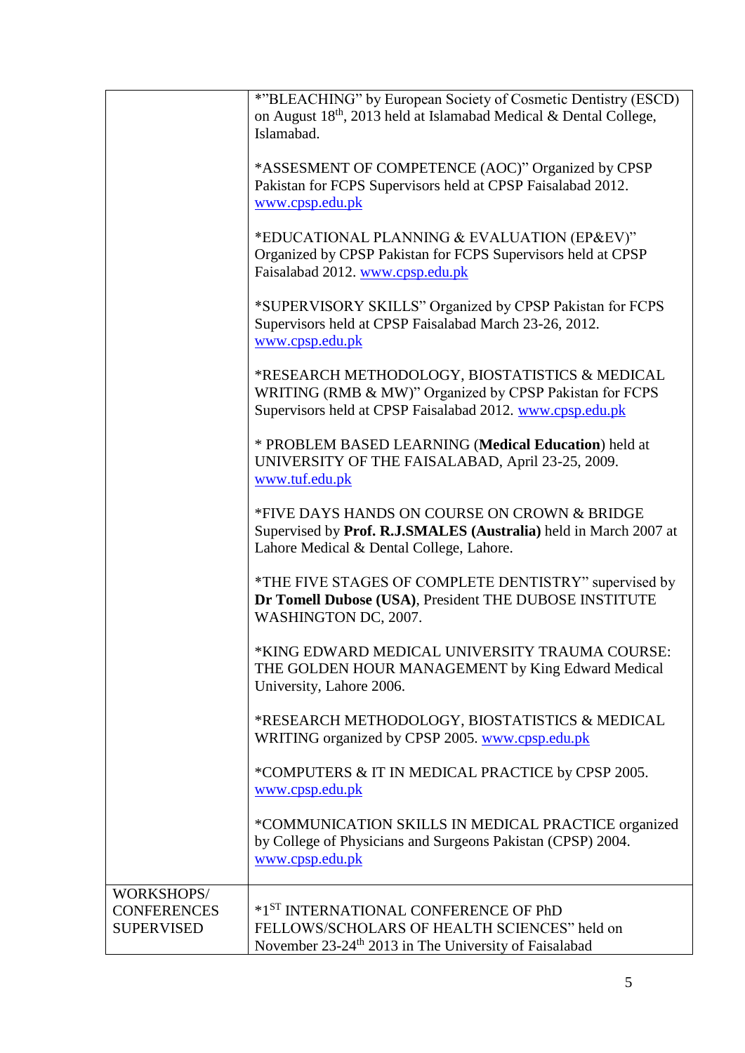| | |
|---|---|
| | *"BLEACHING" by European Society of Cosmetic Dentistry (ESCD) on August 18th, 2013 held at Islamabad Medical & Dental College, Islamabad.<br><br>*ASSESMENT OF COMPETENCE (AOC)" Organized by CPSP Pakistan for FCPS Supervisors held at CPSP Faisalabad 2012. www.cpsp.edu.pk<br><br>*EDUCATIONAL PLANNING & EVALUATION (EP&EV)" Organized by CPSP Pakistan for FCPS Supervisors held at CPSP Faisalabad 2012. www.cpsp.edu.pk<br><br>*SUPERVISORY SKILLS" Organized by CPSP Pakistan for FCPS Supervisors held at CPSP Faisalabad March 23-26, 2012. www.cpsp.edu.pk<br><br>*RESEARCH METHODOLOGY, BIOSTATISTICS & MEDICAL WRITING (RMB & MW)" Organized by CPSP Pakistan for FCPS Supervisors held at CPSP Faisalabad 2012. www.cpsp.edu.pk<br><br>* PROBLEM BASED LEARNING (**Medical Education**) held at UNIVERSITY OF THE FAISALABAD, April 23-25, 2009. www.tuf.edu.pk<br><br>*FIVE DAYS HANDS ON COURSE ON CROWN & BRIDGE Supervised by **Prof. R.J.SMALES (Australia)** held in March 2007 at Lahore Medical & Dental College, Lahore.<br><br>*THE FIVE STAGES OF COMPLETE DENTISTRY" supervised by **Dr Tomell Dubose (USA)**, President THE DUBOSE INSTITUTE WASHINGTON DC, 2007.<br><br>*KING EDWARD MEDICAL UNIVERSITY TRAUMA COURSE: THE GOLDEN HOUR MANAGEMENT by King Edward Medical University, Lahore 2006.<br><br>*RESEARCH METHODOLOGY, BIOSTATISTICS & MEDICAL WRITING organized by CPSP 2005. www.cpsp.edu.pk<br><br>*COMPUTERS & IT IN MEDICAL PRACTICE by CPSP 2005. www.cpsp.edu.pk<br><br>*COMMUNICATION SKILLS IN MEDICAL PRACTICE organized by College of Physicians and Surgeons Pakistan (CPSP) 2004. www.cpsp.edu.pk |
| WORKSHOPS/ CONFERENCES SUPERVISED | *1ST INTERNATIONAL CONFERENCE OF PhD FELLOWS/SCHOLARS OF HEALTH SCIENCES" held on November 23-24th 2013 in The University of Faisalabad |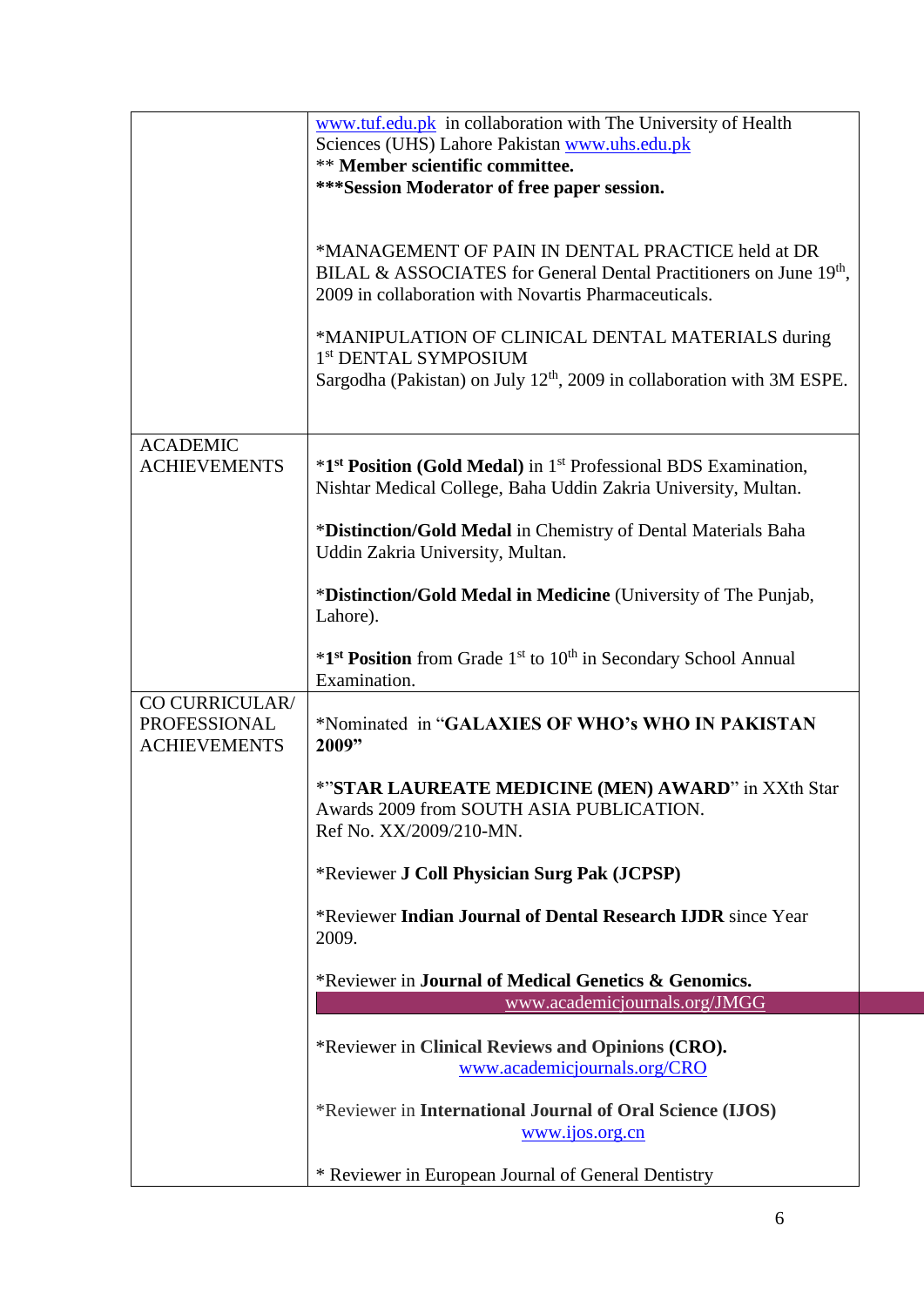| | |
|---|---|
| | www.tuf.edu.pk in collaboration with The University of Health Sciences (UHS) Lahore Pakistan www.uhs.edu.pk<br>** **Member scientific committee.**<br>*****Session Moderator of free paper session.**<br><br>*MANAGEMENT OF PAIN IN DENTAL PRACTICE held at DR BILAL & ASSOCIATES for General Dental Practitioners on June 19th, 2009 in collaboration with Novartis Pharmaceuticals.<br><br>*MANIPULATION OF CLINICAL DENTAL MATERIALS during 1st DENTAL SYMPOSIUM Sargodha (Pakistan) on July 12th, 2009 in collaboration with 3M ESPE. |
| ACADEMIC ACHIEVEMENTS | ***1st Position (Gold Medal)** in 1st Professional BDS Examination, Nishtar Medical College, Baha Uddin Zakria University, Multan.<br><br>***Distinction/Gold Medal** in Chemistry of Dental Materials Baha Uddin Zakria University, Multan.<br><br>***Distinction/Gold Medal in Medicine** (University of The Punjab, Lahore).<br><br>***1st Position** from Grade 1st to 10th in Secondary School Annual Examination. |
| CO CURRICULAR/ PROFESSIONAL ACHIEVEMENTS | *Nominated in "**GALAXIES OF WHO's WHO IN PAKISTAN 2009**"<br><br>*"**STAR LAUREATE MEDICINE (MEN) AWARD**" in XXth Star Awards 2009 from SOUTH ASIA PUBLICATION. Ref No. XX/2009/210-MN.<br><br>*Reviewer **J Coll Physician Surg Pak (JCPSP)**<br><br>*Reviewer **Indian Journal of Dental Research IJDR** since Year 2009.<br><br>*Reviewer in **Journal of Medical Genetics & Genomics.** www.academicjournals.org/JMGG<br><br>*Reviewer in **Clinical Reviews and Opinions (CRO).** www.academicjournals.org/CRO<br><br>*Reviewer in **International Journal of Oral Science (IJOS)** www.ijos.org.cn<br><br>* Reviewer in European Journal of General Dentistry |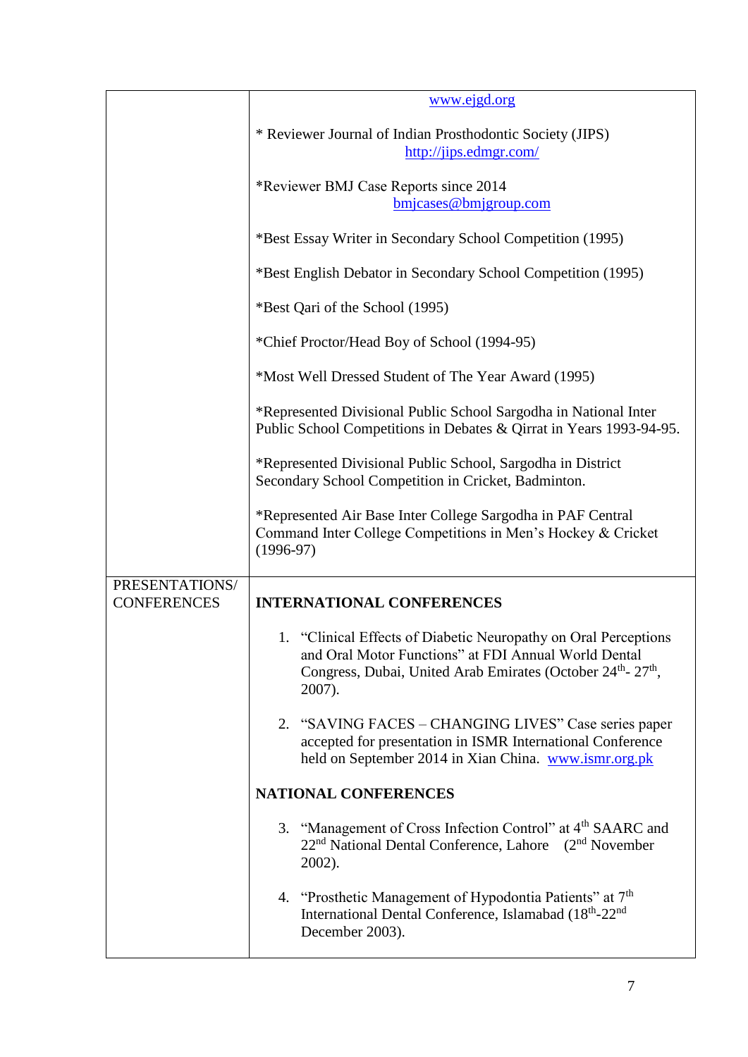| | |
|---|---|
| | www.ejgd.org<br><br>* Reviewer Journal of Indian Prosthodontic Society (JIPS) http://jips.edmgr.com/<br><br>*Reviewer BMJ Case Reports since 2014 bmjcases@bmjgroup.com<br><br>*Best Essay Writer in Secondary School Competition (1995)<br><br>*Best English Debator in Secondary School Competition (1995)<br><br>*Best Qari of the School (1995)<br><br>*Chief Proctor/Head Boy of School (1994-95)<br><br>*Most Well Dressed Student of The Year Award (1995)<br><br>*Represented Divisional Public School Sargodha in National Inter Public School Competitions in Debates & Qirrat in Years 1993-94-95.<br><br>*Represented Divisional Public School, Sargodha in District Secondary School Competition in Cricket, Badminton.<br><br>*Represented Air Base Inter College Sargodha in PAF Central Command Inter College Competitions in Men's Hockey & Cricket (1996-97) |
| PRESENTATIONS/ CONFERENCES | **INTERNATIONAL CONFERENCES**<br><br>1. "Clinical Effects of Diabetic Neuropathy on Oral Perceptions and Oral Motor Functions" at FDI Annual World Dental Congress, Dubai, United Arab Emirates (October 24th- 27th, 2007).<br><br>2. "SAVING FACES – CHANGING LIVES" Case series paper accepted for presentation in ISMR International Conference held on September 2014 in Xian China. www.ismr.org.pk<br><br>**NATIONAL CONFERENCES**<br><br>3. "Management of Cross Infection Control" at 4th SAARC and 22nd National Dental Conference, Lahore (2nd November 2002).<br><br>4. "Prosthetic Management of Hypodontia Patients" at 7th International Dental Conference, Islamabad (18th-22nd December 2003). |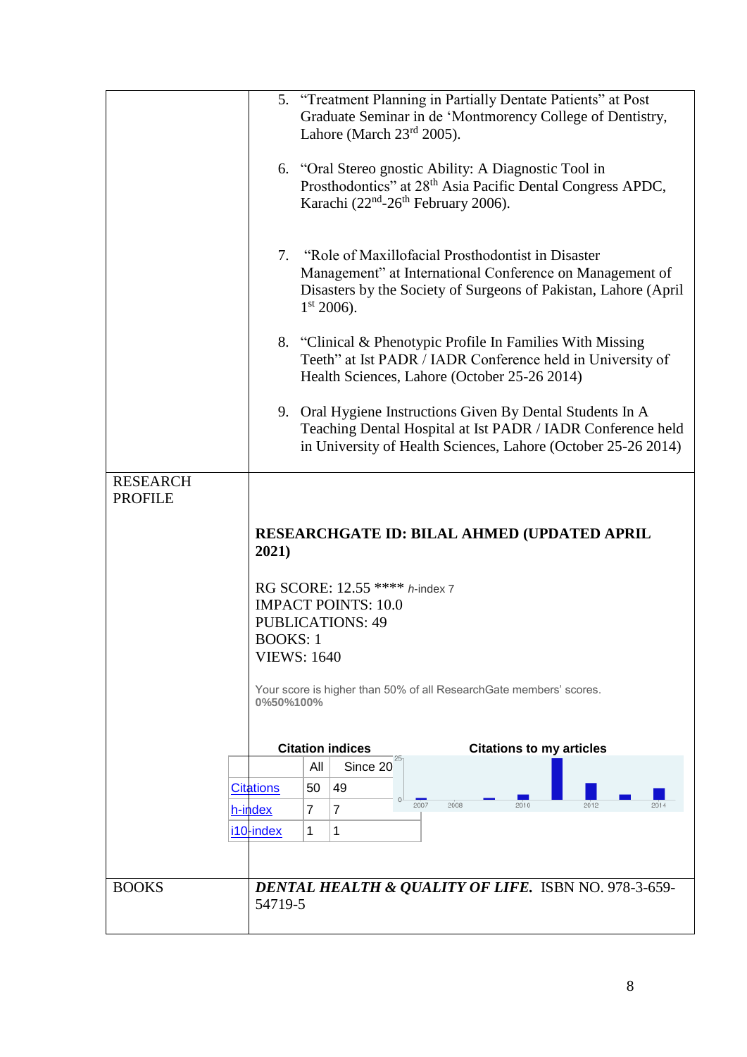5. "Treatment Planning in Partially Dentate Patients" at Post Graduate Seminar in de 'Montmorency College of Dentistry, Lahore (March 23rd 2005).

6. "Oral Stereo gnostic Ability: A Diagnostic Tool in Prosthodontics" at 28th Asia Pacific Dental Congress APDC, Karachi (22nd-26th February 2006).

7. "Role of Maxillofacial Prosthodontist in Disaster Management" at International Conference on Management of Disasters by the Society of Surgeons of Pakistan, Lahore (April 1st 2006).

8. "Clinical & Phenotypic Profile In Families With Missing Teeth" at Ist PADR / IADR Conference held in University of Health Sciences, Lahore (October 25-26 2014)

9. Oral Hygiene Instructions Given By Dental Students In A Teaching Dental Hospital at Ist PADR / IADR Conference held in University of Health Sciences, Lahore (October 25-26 2014)

## RESEARCH PROFILE

**RESEARCHGATE ID: BILAL AHMED (UPDATED APRIL 2021)**

RG SCORE: 12.55 **** *h*-index 7
IMPACT POINTS: 10.0
PUBLICATIONS: 49
BOOKS: 1
VIEWS: 1640

Your score is higher than 50% of all ResearchGate members' scores.
**0%50%100%**

**Citation indices**

| | All | Since 20 |
|---|---|---|
| Citations | 50 | 49 |
| h-index | 7 | 7 |
| i10-index | 1 | 1 |

**Citations to my articles**

25
0
2007 2008 2010 2012 2014

## BOOKS

***DENTAL HEALTH & QUALITY OF LIFE.*** ISBN NO. 978-3-659-54719-5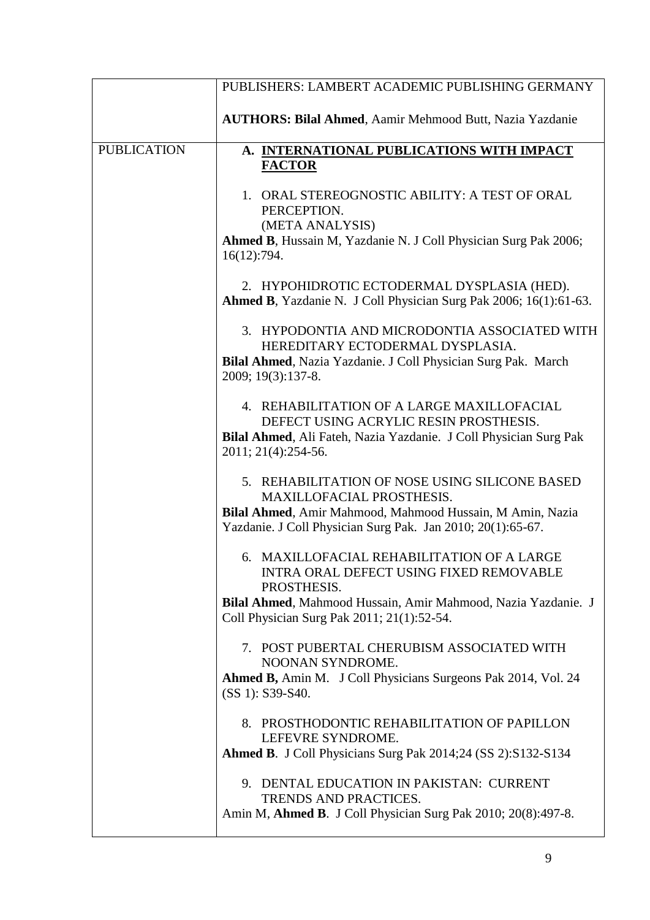| | |
|---|---|
| | PUBLISHERS: LAMBERT ACADEMIC PUBLISHING GERMANY<br><br>**AUTHORS: Bilal Ahmed**, Aamir Mehmood Butt, Nazia Yazdanie |
| PUBLICATION | **A. <u>INTERNATIONAL PUBLICATIONS WITH IMPACT FACTOR</u>**<br><br>1. ORAL STEREOGNOSTIC ABILITY: A TEST OF ORAL PERCEPTION. (META ANALYSIS)<br>**Ahmed B**, Hussain M, Yazdanie N. J Coll Physician Surg Pak 2006; 16(12):794.<br><br>2. HYPOHIDROTIC ECTODERMAL DYSPLASIA (HED).<br>**Ahmed B**, Yazdanie N. J Coll Physician Surg Pak 2006; 16(1):61-63.<br><br>3. HYPODONTIA AND MICRODONTIA ASSOCIATED WITH HEREDITARY ECTODERMAL DYSPLASIA.<br>**Bilal Ahmed**, Nazia Yazdanie. J Coll Physician Surg Pak. March 2009; 19(3):137-8.<br><br>4. REHABILITATION OF A LARGE MAXILLOFACIAL DEFECT USING ACRYLIC RESIN PROSTHESIS.<br>**Bilal Ahmed**, Ali Fateh, Nazia Yazdanie. J Coll Physician Surg Pak 2011; 21(4):254-56.<br><br>5. REHABILITATION OF NOSE USING SILICONE BASED MAXILLOFACIAL PROSTHESIS.<br>**Bilal Ahmed**, Amir Mahmood, Mahmood Hussain, M Amin, Nazia Yazdanie. J Coll Physician Surg Pak. Jan 2010; 20(1):65-67.<br><br>6. MAXILLOFACIAL REHABILITATION OF A LARGE INTRA ORAL DEFECT USING FIXED REMOVABLE PROSTHESIS.<br>**Bilal Ahmed**, Mahmood Hussain, Amir Mahmood, Nazia Yazdanie. J Coll Physician Surg Pak 2011; 21(1):52-54.<br><br>7. POST PUBERTAL CHERUBISM ASSOCIATED WITH NOONAN SYNDROME.<br>**Ahmed B,** Amin M. J Coll Physicians Surgeons Pak 2014, Vol. 24 (SS 1): S39-S40.<br><br>8. PROSTHODONTIC REHABILITATION OF PAPILLON LEFEVRE SYNDROME.<br>**Ahmed B**. J Coll Physicians Surg Pak 2014;24 (SS 2):S132-S134<br><br>9. DENTAL EDUCATION IN PAKISTAN: CURRENT TRENDS AND PRACTICES.<br>Amin M, **Ahmed B**. J Coll Physician Surg Pak 2010; 20(8):497-8. |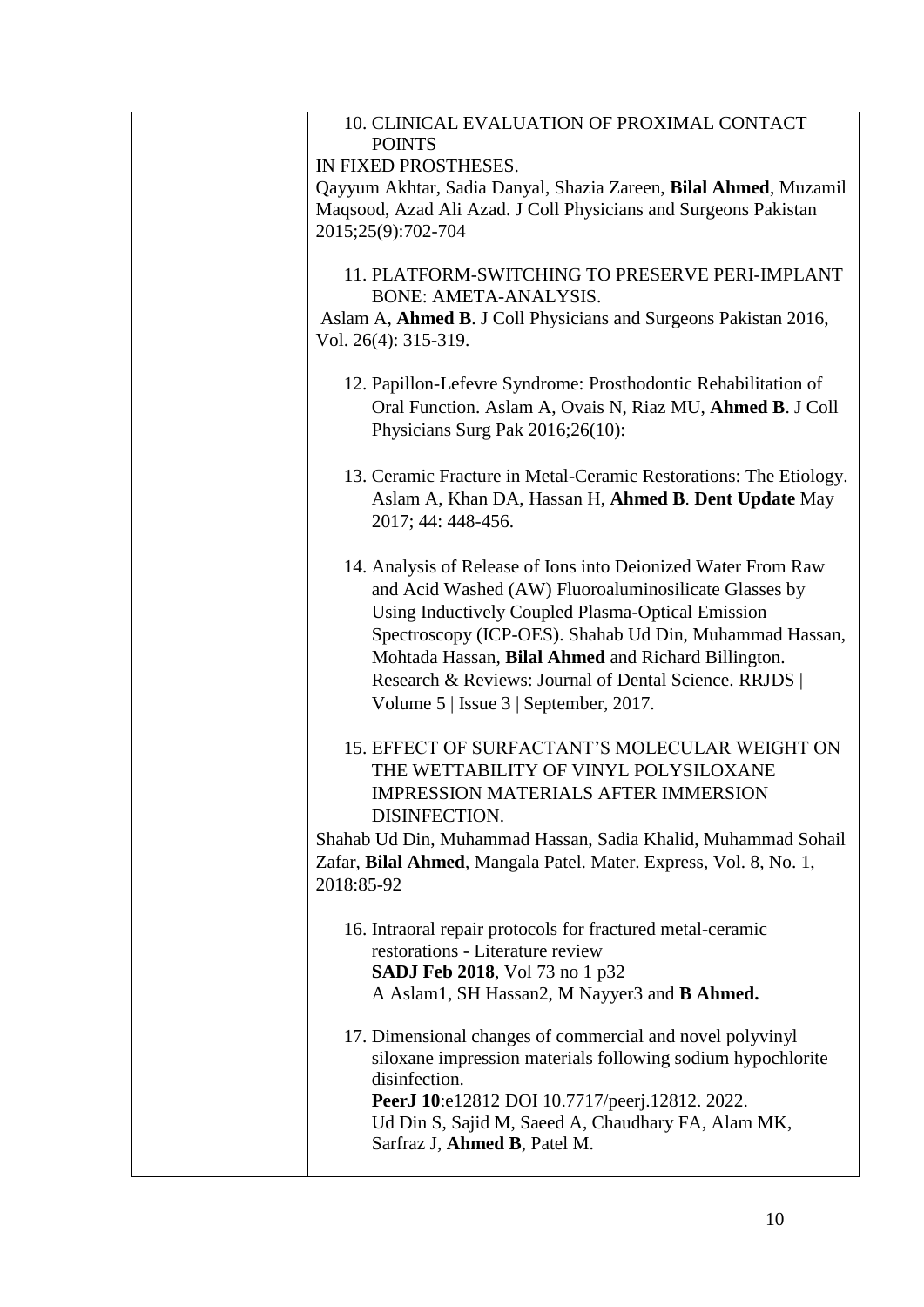| | |
|---|---|
| | 10. CLINICAL EVALUATION OF PROXIMAL CONTACT POINTS IN FIXED PROSTHESES.<br>Qayyum Akhtar, Sadia Danyal, Shazia Zareen, **Bilal Ahmed**, Muzamil Maqsood, Azad Ali Azad. J Coll Physicians and Surgeons Pakistan 2015;25(9):702-704<br><br>11. PLATFORM-SWITCHING TO PRESERVE PERI-IMPLANT BONE: AMETA-ANALYSIS.<br>Aslam A, **Ahmed B**. J Coll Physicians and Surgeons Pakistan 2016, Vol. 26(4): 315-319.<br><br>12. Papillon-Lefevre Syndrome: Prosthodontic Rehabilitation of Oral Function. Aslam A, Ovais N, Riaz MU, **Ahmed B**. J Coll Physicians Surg Pak 2016;26(10):<br><br>13. Ceramic Fracture in Metal-Ceramic Restorations: The Etiology. Aslam A, Khan DA, Hassan H, **Ahmed B**. **Dent Update** May 2017; 44: 448-456.<br><br>14. Analysis of Release of Ions into Deionized Water From Raw and Acid Washed (AW) Fluoroaluminosilicate Glasses by Using Inductively Coupled Plasma-Optical Emission Spectroscopy (ICP-OES). Shahab Ud Din, Muhammad Hassan, Mohtada Hassan, **Bilal Ahmed** and Richard Billington. Research & Reviews: Journal of Dental Science. RRJDS \| Volume 5 \| Issue 3 \| September, 2017.<br><br>15. EFFECT OF SURFACTANT'S MOLECULAR WEIGHT ON THE WETTABILITY OF VINYL POLYSILOXANE IMPRESSION MATERIALS AFTER IMMERSION DISINFECTION.<br>Shahab Ud Din, Muhammad Hassan, Sadia Khalid, Muhammad Sohail Zafar, **Bilal Ahmed**, Mangala Patel. Mater. Express, Vol. 8, No. 1, 2018:85-92<br><br>16. Intraoral repair protocols for fractured metal-ceramic restorations - Literature review<br>**SADJ Feb 2018**, Vol 73 no 1 p32<br>A Aslam1, SH Hassan2, M Nayyer3 and **B Ahmed.**<br><br>17. Dimensional changes of commercial and novel polyvinyl siloxane impression materials following sodium hypochlorite disinfection.<br>**PeerJ 10**:e12812 DOI 10.7717/peerj.12812. 2022.<br>Ud Din S, Sajid M, Saeed A, Chaudhary FA, Alam MK, Sarfraz J, **Ahmed B**, Patel M. |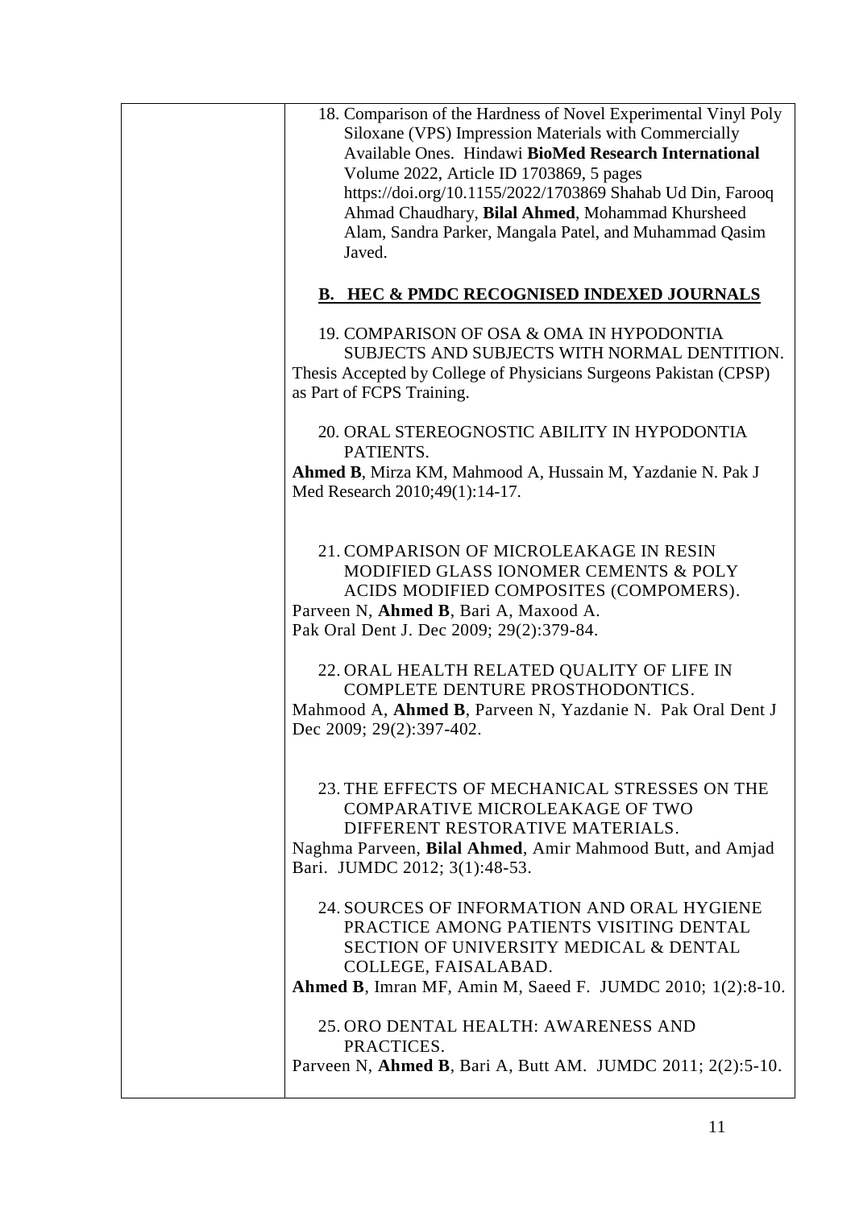18. Comparison of the Hardness of Novel Experimental Vinyl Poly Siloxane (VPS) Impression Materials with Commercially Available Ones. Hindawi **BioMed Research International** Volume 2022, Article ID 1703869, 5 pages https://doi.org/10.1155/2022/1703869 Shahab Ud Din, Farooq Ahmad Chaudhary, **Bilal Ahmed**, Mohammad Khursheed Alam, Sandra Parker, Mangala Patel, and Muhammad Qasim Javed.

**B. <u>HEC & PMDC RECOGNISED INDEXED JOURNALS</u>**

19. COMPARISON OF OSA & OMA IN HYPODONTIA SUBJECTS AND SUBJECTS WITH NORMAL DENTITION.

Thesis Accepted by College of Physicians Surgeons Pakistan (CPSP) as Part of FCPS Training.

20. ORAL STEREOGNOSTIC ABILITY IN HYPODONTIA PATIENTS.

**Ahmed B**, Mirza KM, Mahmood A, Hussain M, Yazdanie N. Pak J Med Research 2010;49(1):14-17.

21. COMPARISON OF MICROLEAKAGE IN RESIN MODIFIED GLASS IONOMER CEMENTS & POLY ACIDS MODIFIED COMPOSITES (COMPOMERS).

Parveen N, **Ahmed B**, Bari A, Maxood A.
Pak Oral Dent J. Dec 2009; 29(2):379-84.

22. ORAL HEALTH RELATED QUALITY OF LIFE IN COMPLETE DENTURE PROSTHODONTICS.

Mahmood A, **Ahmed B**, Parveen N, Yazdanie N. Pak Oral Dent J Dec 2009; 29(2):397-402.

23. THE EFFECTS OF MECHANICAL STRESSES ON THE COMPARATIVE MICROLEAKAGE OF TWO DIFFERENT RESTORATIVE MATERIALS.

Naghma Parveen, **Bilal Ahmed**, Amir Mahmood Butt, and Amjad Bari. JUMDC 2012; 3(1):48-53.

24. SOURCES OF INFORMATION AND ORAL HYGIENE PRACTICE AMONG PATIENTS VISITING DENTAL SECTION OF UNIVERSITY MEDICAL & DENTAL COLLEGE, FAISALABAD.

**Ahmed B**, Imran MF, Amin M, Saeed F. JUMDC 2010; 1(2):8-10.

25. ORO DENTAL HEALTH: AWARENESS AND PRACTICES.

Parveen N, **Ahmed B**, Bari A, Butt AM. JUMDC 2011; 2(2):5-10.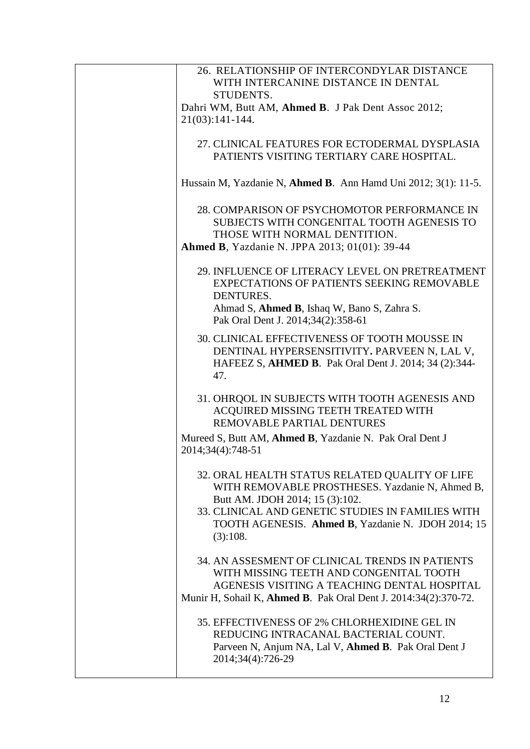| | |
|---|---|
| | 26. RELATIONSHIP OF INTERCONDYLAR DISTANCE WITH INTERCANINE DISTANCE IN DENTAL STUDENTS.<br>Dahri WM, Butt AM, **Ahmed B**. J Pak Dent Assoc 2012; 21(03):141-144.<br><br>27. CLINICAL FEATURES FOR ECTODERMAL DYSPLASIA PATIENTS VISITING TERTIARY CARE HOSPITAL.<br><br>Hussain M, Yazdanie N, **Ahmed B**. Ann Hamd Uni 2012; 3(1): 11-5.<br><br>28. COMPARISON OF PSYCHOMOTOR PERFORMANCE IN SUBJECTS WITH CONGENITAL TOOTH AGENESIS TO THOSE WITH NORMAL DENTITION.<br>**Ahmed B**, Yazdanie N. JPPA 2013; 01(01): 39-44<br><br>29. INFLUENCE OF LITERACY LEVEL ON PRETREATMENT EXPECTATIONS OF PATIENTS SEEKING REMOVABLE DENTURES.<br>Ahmad S, **Ahmed B**, Ishaq W, Bano S, Zahra S.<br>Pak Oral Dent J. 2014;34(2):358-61<br><br>30. CLINICAL EFFECTIVENESS OF TOOTH MOUSSE IN DENTINAL HYPERSENSITIVITY**.** PARVEEN N, LAL V, HAFEEZ S, **AHMED B**. Pak Oral Dent J. 2014; 34 (2):344-47.<br><br>31. OHRQOL IN SUBJECTS WITH TOOTH AGENESIS AND ACQUIRED MISSING TEETH TREATED WITH REMOVABLE PARTIAL DENTURES<br>Mureed S, Butt AM, **Ahmed B**, Yazdanie N. Pak Oral Dent J 2014;34(4):748-51<br><br>32. ORAL HEALTH STATUS RELATED QUALITY OF LIFE WITH REMOVABLE PROSTHESES. Yazdanie N, Ahmed B, Butt AM. JDOH 2014; 15 (3):102.<br>33. CLINICAL AND GENETIC STUDIES IN FAMILIES WITH TOOTH AGENESIS. **Ahmed B**, Yazdanie N. JDOH 2014; 15 (3):108.<br><br>34. AN ASSESMENT OF CLINICAL TRENDS IN PATIENTS WITH MISSING TEETH AND CONGENITAL TOOTH AGENESIS VISITING A TEACHING DENTAL HOSPITAL<br>Munir H, Sohail K, **Ahmed B**. Pak Oral Dent J. 2014:34(2):370-72.<br><br>35. EFFECTIVENESS OF 2% CHLORHEXIDINE GEL IN REDUCING INTRACANAL BACTERIAL COUNT.<br>Parveen N, Anjum NA, Lal V, **Ahmed B**. Pak Oral Dent J 2014;34(4):726-29 |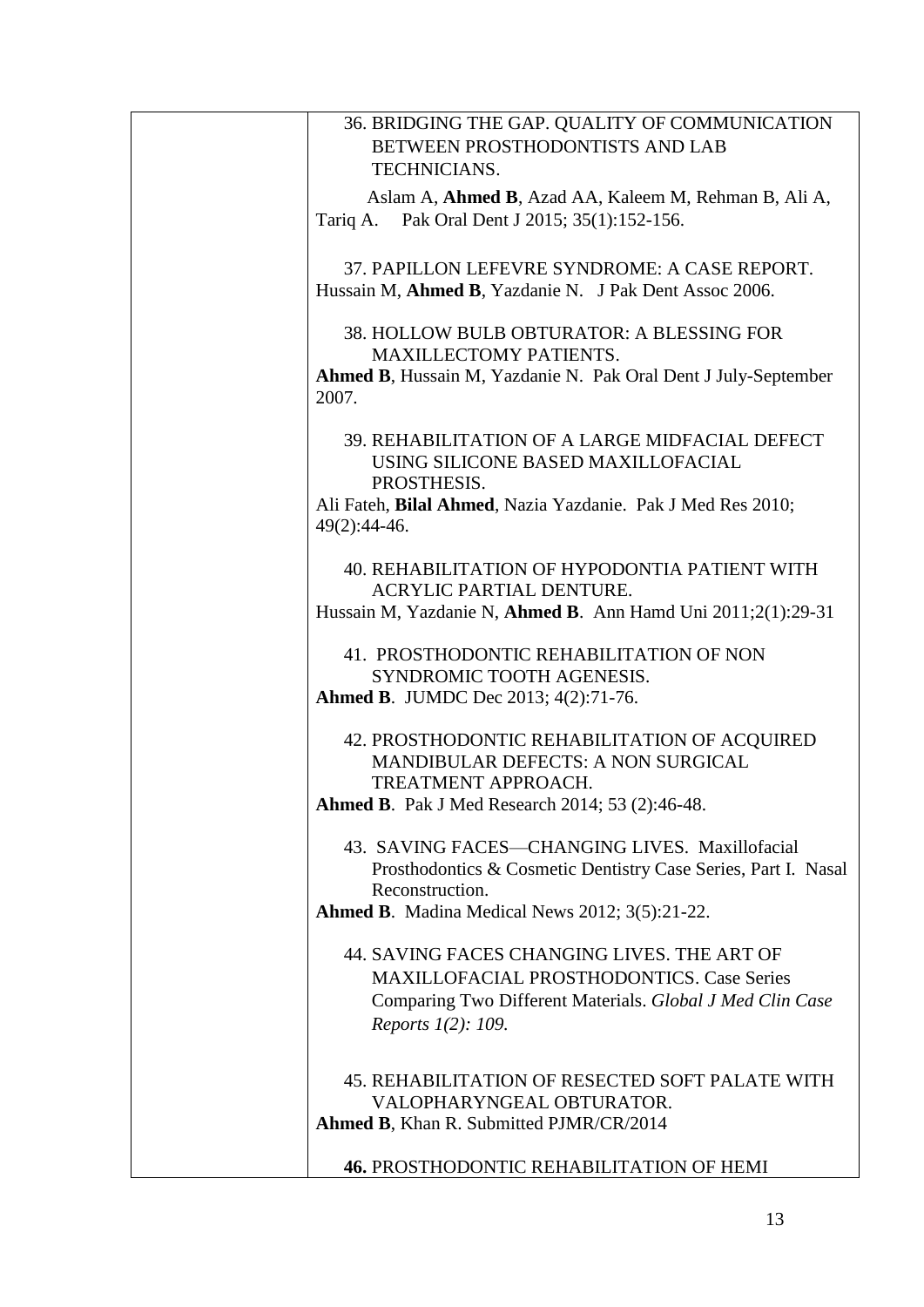| | 36. BRIDGING THE GAP. QUALITY OF COMMUNICATION BETWEEN PROSTHODONTISTS AND LAB TECHNICIANS.<br><br>Aslam A, **Ahmed B**, Azad AA, Kaleem M, Rehman B, Ali A, Tariq A. Pak Oral Dent J 2015; 35(1):152-156.<br><br>37. PAPILLON LEFEVRE SYNDROME: A CASE REPORT.<br>Hussain M, **Ahmed B**, Yazdanie N. J Pak Dent Assoc 2006.<br><br>38. HOLLOW BULB OBTURATOR: A BLESSING FOR MAXILLECTOMY PATIENTS.<br>**Ahmed B**, Hussain M, Yazdanie N. Pak Oral Dent J July-September 2007.<br><br>39. REHABILITATION OF A LARGE MIDFACIAL DEFECT USING SILICONE BASED MAXILLOFACIAL PROSTHESIS.<br>Ali Fateh, **Bilal Ahmed**, Nazia Yazdanie. Pak J Med Res 2010; 49(2):44-46.<br><br>40. REHABILITATION OF HYPODONTIA PATIENT WITH ACRYLIC PARTIAL DENTURE.<br>Hussain M, Yazdanie N, **Ahmed B**. Ann Hamd Uni 2011;2(1):29-31<br><br>41. PROSTHODONTIC REHABILITATION OF NON SYNDROMIC TOOTH AGENESIS.<br>**Ahmed B**. JUMDC Dec 2013; 4(2):71-76.<br><br>42. PROSTHODONTIC REHABILITATION OF ACQUIRED MANDIBULAR DEFECTS: A NON SURGICAL TREATMENT APPROACH.<br>**Ahmed B**. Pak J Med Research 2014; 53 (2):46-48.<br><br>43. SAVING FACES—CHANGING LIVES. Maxillofacial Prosthodontics & Cosmetic Dentistry Case Series, Part I. Nasal Reconstruction.<br>**Ahmed B**. Madina Medical News 2012; 3(5):21-22.<br><br>44. SAVING FACES CHANGING LIVES. THE ART OF MAXILLOFACIAL PROSTHODONTICS. Case Series Comparing Two Different Materials. *Global J Med Clin Case Reports 1(2): 109.*<br><br>45. REHABILITATION OF RESECTED SOFT PALATE WITH VALOPHARYNGEAL OBTURATOR.<br>**Ahmed B**, Khan R. Submitted PJMR/CR/2014<br><br>**46.** PROSTHODONTIC REHABILITATION OF HEMI |
|---|---|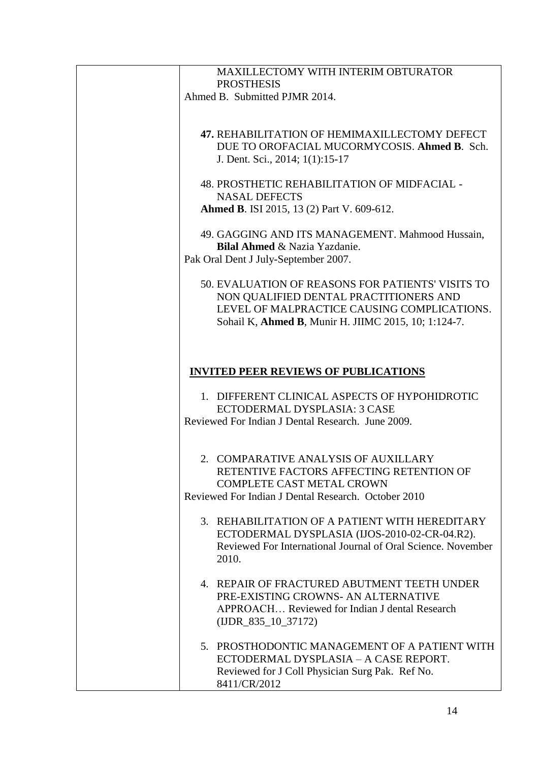MAXILLECTOMY WITH INTERIM OBTURATOR PROSTHESIS
Ahmed B. Submitted PJMR 2014.

**47.** REHABILITATION OF HEMIMAXILLECTOMY DEFECT DUE TO OROFACIAL MUCORMYCOSIS. **Ahmed B**. Sch. J. Dent. Sci., 2014; 1(1):15-17

48. PROSTHETIC REHABILITATION OF MIDFACIAL - NASAL DEFECTS
**Ahmed B**. ISI 2015, 13 (2) Part V. 609-612.

49. GAGGING AND ITS MANAGEMENT. Mahmood Hussain, **Bilal Ahmed** & Nazia Yazdanie.
Pak Oral Dent J July-September 2007.

50. EVALUATION OF REASONS FOR PATIENTS' VISITS TO NON QUALIFIED DENTAL PRACTITIONERS AND LEVEL OF MALPRACTICE CAUSING COMPLICATIONS. Sohail K, **Ahmed B**, Munir H. JIIMC 2015, 10; 1:124-7.

## INVITED PEER REVIEWS OF PUBLICATIONS

1. DIFFERENT CLINICAL ASPECTS OF HYPOHIDROTIC ECTODERMAL DYSPLASIA: 3 CASE
Reviewed For Indian J Dental Research. June 2009.

2. COMPARATIVE ANALYSIS OF AUXILLARY RETENTIVE FACTORS AFFECTING RETENTION OF COMPLETE CAST METAL CROWN
Reviewed For Indian J Dental Research. October 2010

3. REHABILITATION OF A PATIENT WITH HEREDITARY ECTODERMAL DYSPLASIA (IJOS-2010-02-CR-04.R2). Reviewed For International Journal of Oral Science. November 2010.

4. REPAIR OF FRACTURED ABUTMENT TEETH UNDER PRE-EXISTING CROWNS- AN ALTERNATIVE APPROACH… Reviewed for Indian J dental Research (IJDR_835_10_37172)

5. PROSTHODONTIC MANAGEMENT OF A PATIENT WITH ECTODERMAL DYSPLASIA – A CASE REPORT. Reviewed for J Coll Physician Surg Pak. Ref No. 8411/CR/2012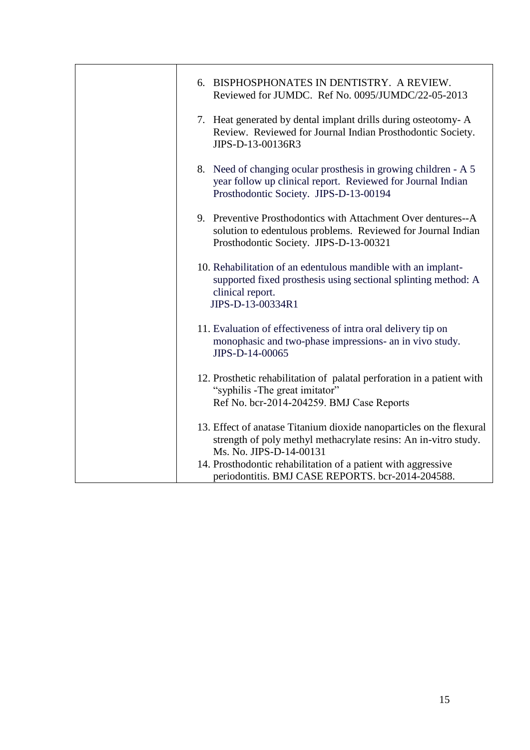| | |
|---|---|
| | 6. BISPHOSPHONATES IN DENTISTRY. A REVIEW. Reviewed for JUMDC. Ref No. 0095/JUMDC/22-05-2013<br><br>7. Heat generated by dental implant drills during osteotomy- A Review. Reviewed for Journal Indian Prosthodontic Society. JIPS-D-13-00136R3<br><br>8. Need of changing ocular prosthesis in growing children - A 5 year follow up clinical report. Reviewed for Journal Indian Prosthodontic Society. JIPS-D-13-00194<br><br>9. Preventive Prosthodontics with Attachment Over dentures--A solution to edentulous problems. Reviewed for Journal Indian Prosthodontic Society. JIPS-D-13-00321<br><br>10. Rehabilitation of an edentulous mandible with an implant-supported fixed prosthesis using sectional splinting method: A clinical report. JIPS-D-13-00334R1<br><br>11. Evaluation of effectiveness of intra oral delivery tip on monophasic and two-phase impressions- an in vivo study. JIPS-D-14-00065<br><br>12. Prosthetic rehabilitation of palatal perforation in a patient with "syphilis -The great imitator" Ref No. bcr-2014-204259. BMJ Case Reports<br><br>13. Effect of anatase Titanium dioxide nanoparticles on the flexural strength of poly methyl methacrylate resins: An in-vitro study. Ms. No. JIPS-D-14-00131<br>14. Prosthodontic rehabilitation of a patient with aggressive periodontitis. BMJ CASE REPORTS. bcr-2014-204588. |